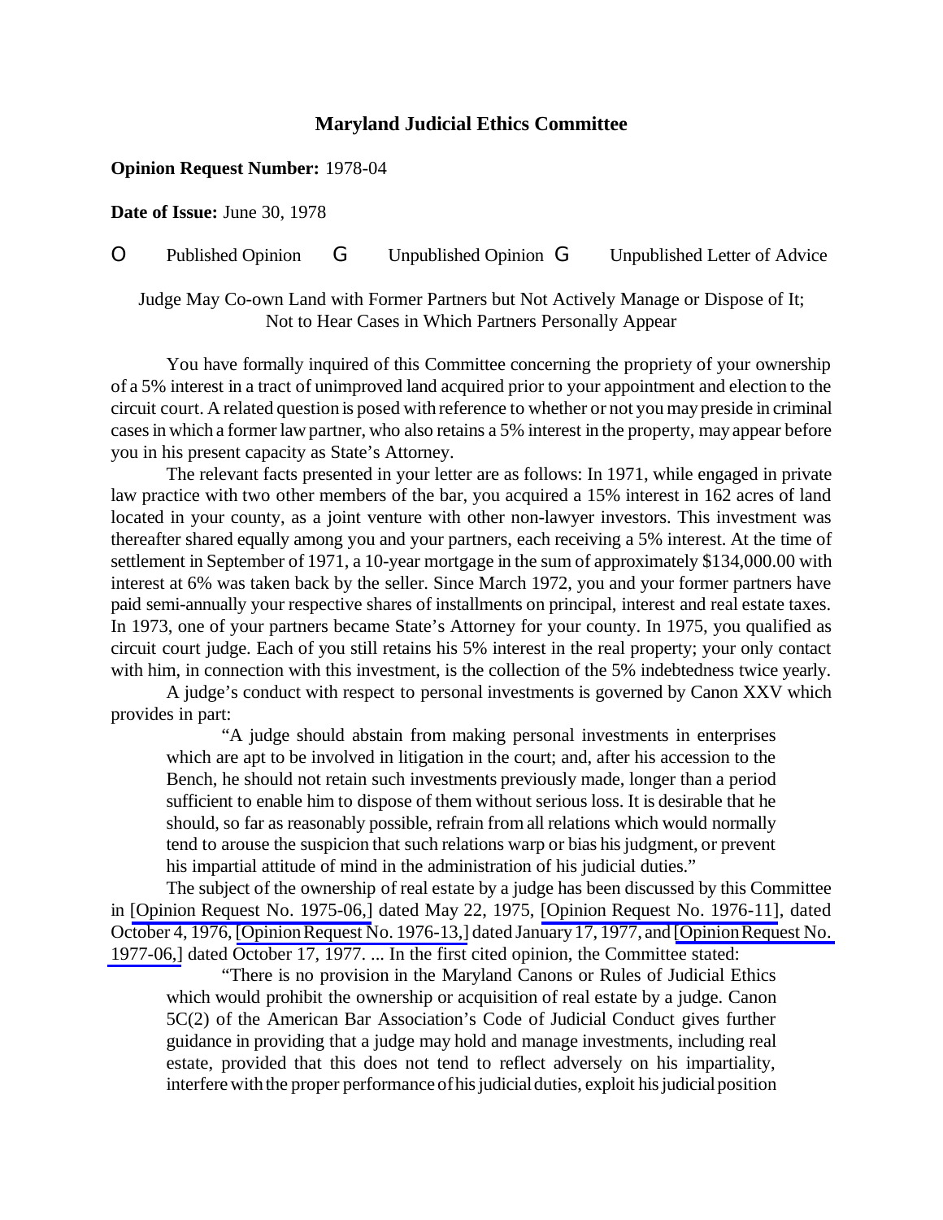**Maryland Judicial Ethics Committee**

**Opinion Request Number:** 1978-04

**Date of Issue:** June 30, 1978

O Published Opinion G Unpublished Opinion G Unpublished Letter of Advice

Judge May Co-own Land with Former Partners but Not Actively Manage or Dispose of It; Not to Hear Cases in Which Partners Personally Appear

You have formally inquired of this Committee concerning the propriety of your ownership of a 5% interest in a tract of unimproved land acquired prior to your appointment and election to the circuit court. A related question is posed with reference to whether or not you may preside in criminal cases in which a former law partner, who also retains a 5% interest in the property, may appear before you in his present capacity as State's Attorney.

The relevant facts presented in your letter are as follows: In 1971, while engaged in private law practice with two other members of the bar, you acquired a 15% interest in 162 acres of land located in your county, as a joint venture with other non-lawyer investors. This investment was thereafter shared equally among you and your partners, each receiving a 5% interest. At the time of settlement in September of 1971, a 10-year mortgage in the sum of approximately $134,000.00 with interest at 6% was taken back by the seller. Since March 1972, you and your former partners have paid semi-annually your respective shares of installments on principal, interest and real estate taxes. In 1973, one of your partners became State's Attorney for your county. In 1975, you qualified as circuit court judge. Each of you still retains his 5% interest in the real property; your only contact with him, in connection with this investment, is the collection of the 5% indebtedness twice yearly.

A judge's conduct with respect to personal investments is governed by Canon XXV which provides in part:

> "A judge should abstain from making personal investments in enterprises which are apt to be involved in litigation in the court; and, after his accession to the Bench, he should not retain such investments previously made, longer than a period sufficient to enable him to dispose of them without serious loss. It is desirable that he should, so far as reasonably possible, refrain from all relations which would normally tend to arouse the suspicion that such relations warp or bias his judgment, or prevent his impartial attitude of mind in the administration of his judicial duties."

The subject of the ownership of real estate by a judge has been discussed by this Committee in [Opinion Request No. 1975-06,] dated May 22, 1975, [Opinion Request No. 1976-11], dated October 4, 1976, [Opinion Request No. 1976-13,] dated January 17, 1977, and [Opinion Request No. 1977-06,] dated October 17, 1977. ... In the first cited opinion, the Committee stated:

> "There is no provision in the Maryland Canons or Rules of Judicial Ethics which would prohibit the ownership or acquisition of real estate by a judge. Canon 5C(2) of the American Bar Association's Code of Judicial Conduct gives further guidance in providing that a judge may hold and manage investments, including real estate, provided that this does not tend to reflect adversely on his impartiality, interfere with the proper performance of his judicial duties, exploit his judicial position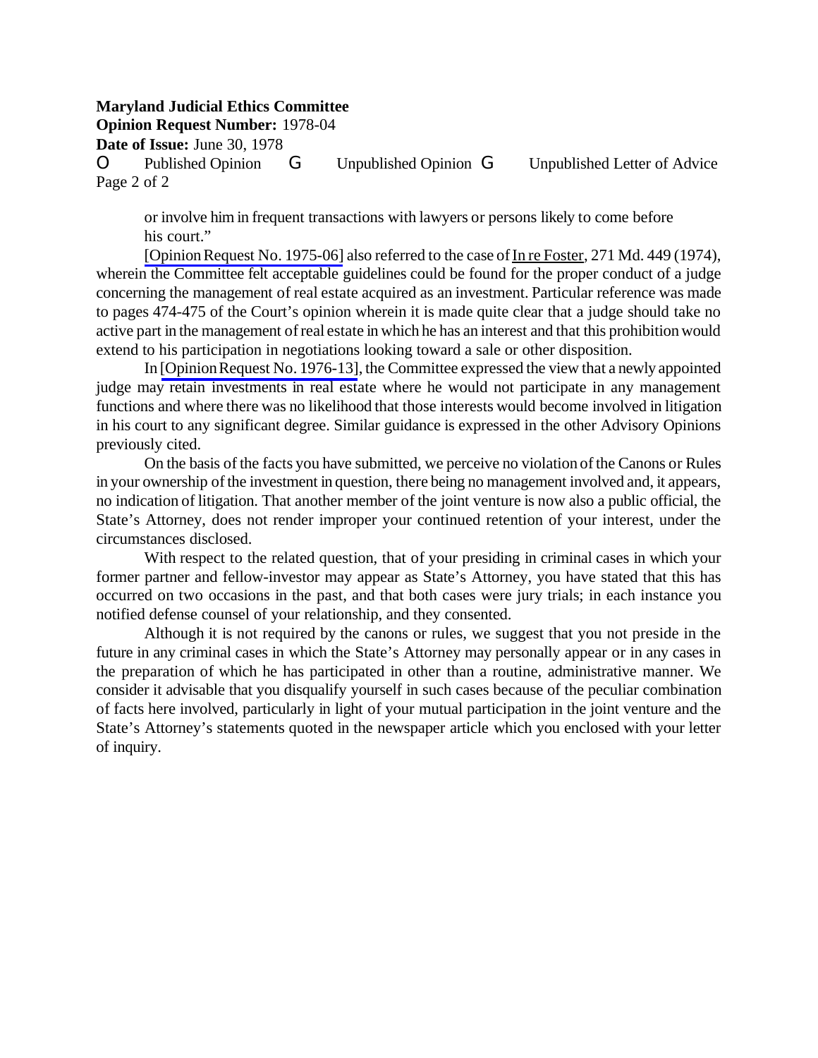or involve him in frequent transactions with lawyers or persons likely to come before his court."

[Opinion Request No. 1975-06] also referred to the case of In re Foster, 271 Md. 449 (1974), wherein the Committee felt acceptable guidelines could be found for the proper conduct of a judge concerning the management of real estate acquired as an investment. Particular reference was made to pages 474-475 of the Court's opinion wherein it is made quite clear that a judge should take no active part in the management of real estate in which he has an interest and that this prohibition would extend to his participation in negotiations looking toward a sale or other disposition.

In [Opinion Request No. 1976-13], the Committee expressed the view that a newly appointed judge may retain investments in real estate where he would not participate in any management functions and where there was no likelihood that those interests would become involved in litigation in his court to any significant degree. Similar guidance is expressed in the other Advisory Opinions previously cited.

On the basis of the facts you have submitted, we perceive no violation of the Canons or Rules in your ownership of the investment in question, there being no management involved and, it appears, no indication of litigation. That another member of the joint venture is now also a public official, the State's Attorney, does not render improper your continued retention of your interest, under the circumstances disclosed.

With respect to the related question, that of your presiding in criminal cases in which your former partner and fellow-investor may appear as State's Attorney, you have stated that this has occurred on two occasions in the past, and that both cases were jury trials; in each instance you notified defense counsel of your relationship, and they consented.

Although it is not required by the canons or rules, we suggest that you not preside in the future in any criminal cases in which the State's Attorney may personally appear or in any cases in the preparation of which he has participated in other than a routine, administrative manner. We consider it advisable that you disqualify yourself in such cases because of the peculiar combination of facts here involved, particularly in light of your mutual participation in the joint venture and the State's Attorney's statements quoted in the newspaper article which you enclosed with your letter of inquiry.